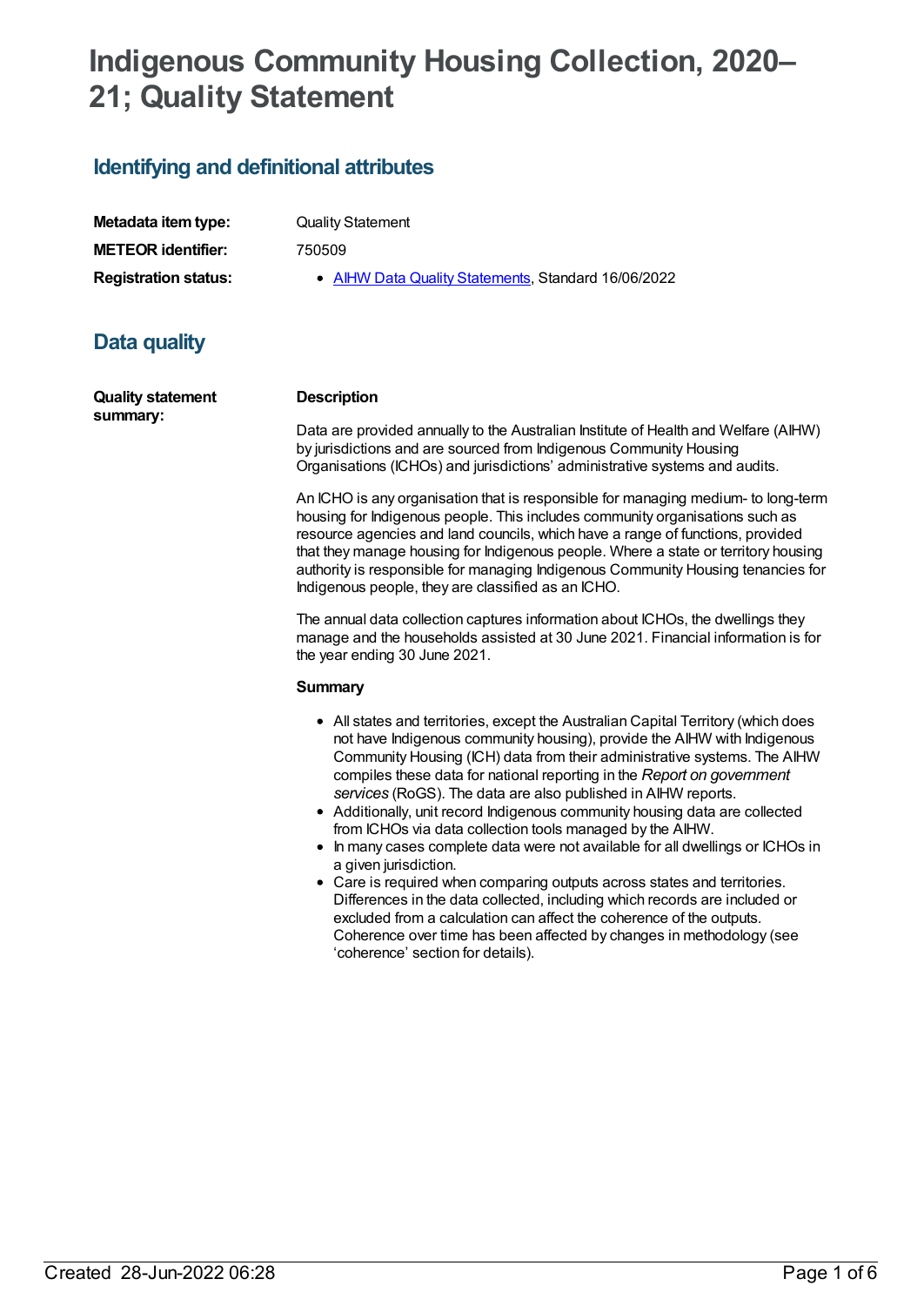# Indigenous Community Housing Collection, 2020–21; Quality Statement

## Identifying and definitional attributes

| | |
|---|---|
| **Metadata item type:** | Quality Statement |
| **METEOR identifier:** | 750509 |
| **Registration status:** | • AIHW Data Quality Statements, Standard 16/06/2022 |

## Data quality

**Quality statement summary:**

**Description**

Data are provided annually to the Australian Institute of Health and Welfare (AIHW) by jurisdictions and are sourced from Indigenous Community Housing Organisations (ICHOs) and jurisdictions' administrative systems and audits.

An ICHO is any organisation that is responsible for managing medium- to long-term housing for Indigenous people. This includes community organisations such as resource agencies and land councils, which have a range of functions, provided that they manage housing for Indigenous people. Where a state or territory housing authority is responsible for managing Indigenous Community Housing tenancies for Indigenous people, they are classified as an ICHO.

The annual data collection captures information about ICHOs, the dwellings they manage and the households assisted at 30 June 2021. Financial information is for the year ending 30 June 2021.

**Summary**

- All states and territories, except the Australian Capital Territory (which does not have Indigenous community housing), provide the AIHW with Indigenous Community Housing (ICH) data from their administrative systems. The AIHW compiles these data for national reporting in the *Report on government services* (RoGS). The data are also published in AIHW reports.
- Additionally, unit record Indigenous community housing data are collected from ICHOs via data collection tools managed by the AIHW.
- In many cases complete data were not available for all dwellings or ICHOs in a given jurisdiction.
- Care is required when comparing outputs across states and territories. Differences in the data collected, including which records are included or excluded from a calculation can affect the coherence of the outputs. Coherence over time has been affected by changes in methodology (see 'coherence' section for details).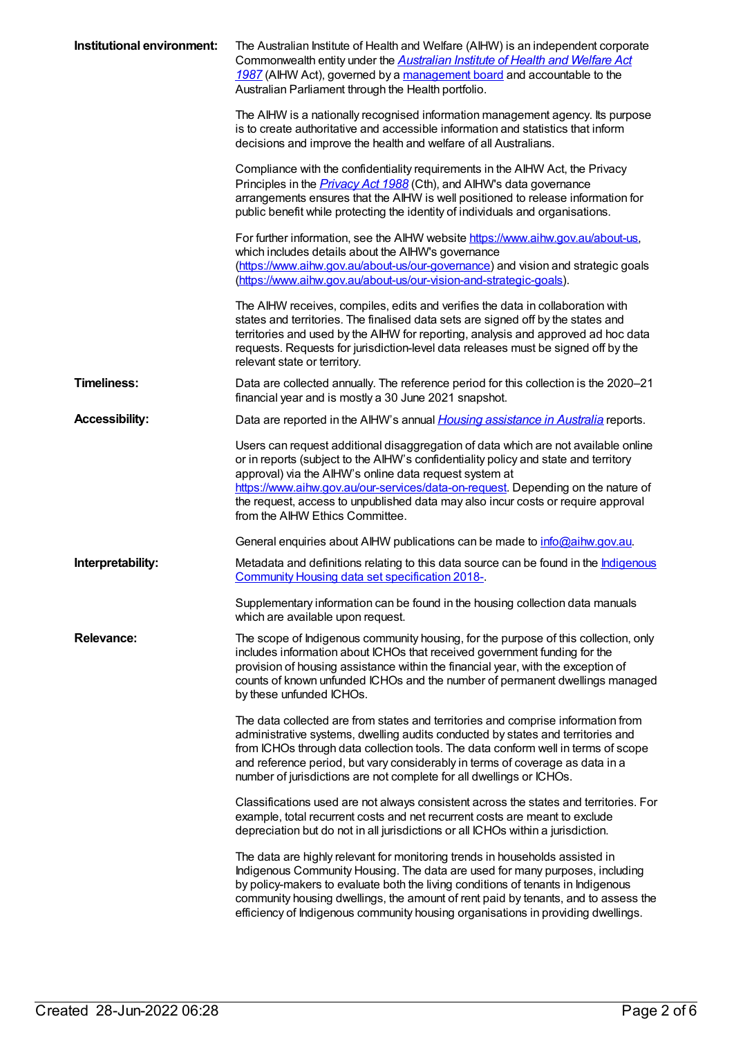**Institutional environment:**

The Australian Institute of Health and Welfare (AIHW) is an independent corporate Commonwealth entity under the *Australian Institute of Health and Welfare Act 1987* (AIHW Act), governed by a management board and accountable to the Australian Parliament through the Health portfolio.

The AIHW is a nationally recognised information management agency. Its purpose is to create authoritative and accessible information and statistics that inform decisions and improve the health and welfare of all Australians.

Compliance with the confidentiality requirements in the AIHW Act, the Privacy Principles in the *Privacy Act 1988* (Cth), and AIHW's data governance arrangements ensures that the AIHW is well positioned to release information for public benefit while protecting the identity of individuals and organisations.

For further information, see the AIHW website https://www.aihw.gov.au/about-us, which includes details about the AIHW's governance (https://www.aihw.gov.au/about-us/our-governance) and vision and strategic goals (https://www.aihw.gov.au/about-us/our-vision-and-strategic-goals).

The AIHW receives, compiles, edits and verifies the data in collaboration with states and territories. The finalised data sets are signed off by the states and territories and used by the AIHW for reporting, analysis and approved ad hoc data requests. Requests for jurisdiction-level data releases must be signed off by the relevant state or territory.

**Timeliness:**

Data are collected annually. The reference period for this collection is the 2020–21 financial year and is mostly a 30 June 2021 snapshot.

**Accessibility:**

Data are reported in the AIHW's annual *Housing assistance in Australia* reports.

Users can request additional disaggregation of data which are not available online or in reports (subject to the AIHW's confidentiality policy and state and territory approval) via the AIHW's online data request system at https://www.aihw.gov.au/our-services/data-on-request. Depending on the nature of the request, access to unpublished data may also incur costs or require approval from the AIHW Ethics Committee.

General enquiries about AIHW publications can be made to info@aihw.gov.au.

**Interpretability:**

Metadata and definitions relating to this data source can be found in the Indigenous Community Housing data set specification 2018-.

Supplementary information can be found in the housing collection data manuals which are available upon request.

**Relevance:**

The scope of Indigenous community housing, for the purpose of this collection, only includes information about ICHOs that received government funding for the provision of housing assistance within the financial year, with the exception of counts of known unfunded ICHOs and the number of permanent dwellings managed by these unfunded ICHOs.

The data collected are from states and territories and comprise information from administrative systems, dwelling audits conducted by states and territories and from ICHOs through data collection tools. The data conform well in terms of scope and reference period, but vary considerably in terms of coverage as data in a number of jurisdictions are not complete for all dwellings or ICHOs.

Classifications used are not always consistent across the states and territories. For example, total recurrent costs and net recurrent costs are meant to exclude depreciation but do not in all jurisdictions or all ICHOs within a jurisdiction.

The data are highly relevant for monitoring trends in households assisted in Indigenous Community Housing. The data are used for many purposes, including by policy-makers to evaluate both the living conditions of tenants in Indigenous community housing dwellings, the amount of rent paid by tenants, and to assess the efficiency of Indigenous community housing organisations in providing dwellings.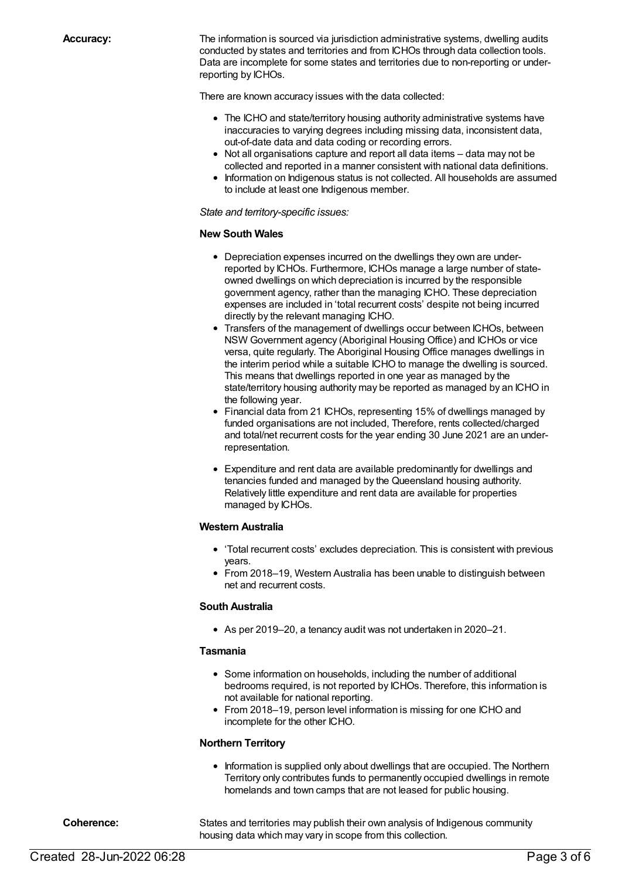**Accuracy:**

The information is sourced via jurisdiction administrative systems, dwelling audits conducted by states and territories and from ICHOs through data collection tools. Data are incomplete for some states and territories due to non-reporting or under-reporting by ICHOs.

There are known accuracy issues with the data collected:

- The ICHO and state/territory housing authority administrative systems have inaccuracies to varying degrees including missing data, inconsistent data, out-of-date data and data coding or recording errors.
- Not all organisations capture and report all data items – data may not be collected and reported in a manner consistent with national data definitions.
- Information on Indigenous status is not collected. All households are assumed to include at least one Indigenous member.

*State and territory-specific issues:*

**New South Wales**

- Depreciation expenses incurred on the dwellings they own are under-reported by ICHOs. Furthermore, ICHOs manage a large number of state-owned dwellings on which depreciation is incurred by the responsible government agency, rather than the managing ICHO. These depreciation expenses are included in 'total recurrent costs' despite not being incurred directly by the relevant managing ICHO.
- Transfers of the management of dwellings occur between ICHOs, between NSW Government agency (Aboriginal Housing Office) and ICHOs or vice versa, quite regularly. The Aboriginal Housing Office manages dwellings in the interim period while a suitable ICHO to manage the dwelling is sourced. This means that dwellings reported in one year as managed by the state/territory housing authority may be reported as managed by an ICHO in the following year.
- Financial data from 21 ICHOs, representing 15% of dwellings managed by funded organisations are not included, Therefore, rents collected/charged and total/net recurrent costs for the year ending 30 June 2021 are an under-representation.

- Expenditure and rent data are available predominantly for dwellings and tenancies funded and managed by the Queensland housing authority. Relatively little expenditure and rent data are available for properties managed by ICHOs.

**Western Australia**

- 'Total recurrent costs' excludes depreciation. This is consistent with previous years.
- From 2018–19, Western Australia has been unable to distinguish between net and recurrent costs.

**South Australia**

- As per 2019–20, a tenancy audit was not undertaken in 2020–21.

**Tasmania**

- Some information on households, including the number of additional bedrooms required, is not reported by ICHOs. Therefore, this information is not available for national reporting.
- From 2018–19, person level information is missing for one ICHO and incomplete for the other ICHO.

**Northern Territory**

- Information is supplied only about dwellings that are occupied. The Northern Territory only contributes funds to permanently occupied dwellings in remote homelands and town camps that are not leased for public housing.

**Coherence:**

States and territories may publish their own analysis of Indigenous community housing data which may vary in scope from this collection.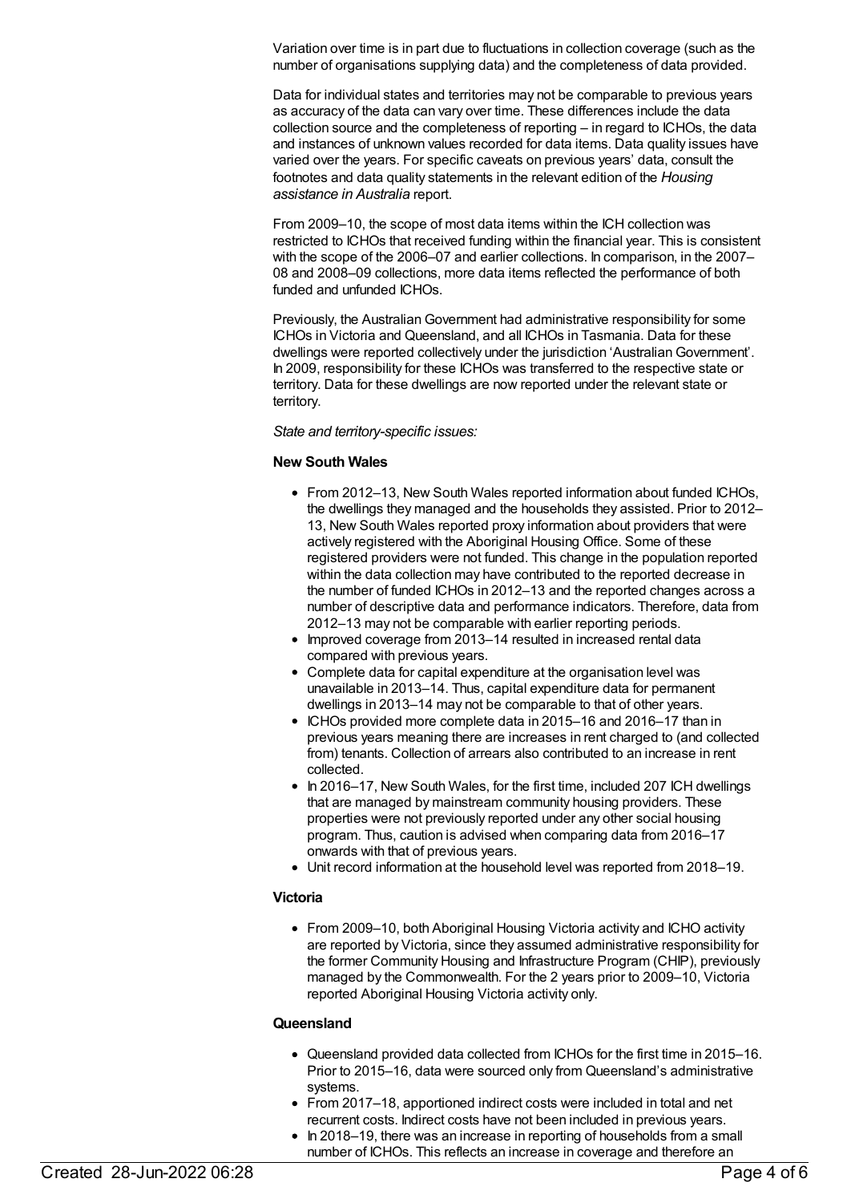Variation over time is in part due to fluctuations in collection coverage (such as the number of organisations supplying data) and the completeness of data provided.

Data for individual states and territories may not be comparable to previous years as accuracy of the data can vary over time. These differences include the data collection source and the completeness of reporting – in regard to ICHOs, the data and instances of unknown values recorded for data items. Data quality issues have varied over the years. For specific caveats on previous years' data, consult the footnotes and data quality statements in the relevant edition of the *Housing assistance in Australia* report.

From 2009–10, the scope of most data items within the ICH collection was restricted to ICHOs that received funding within the financial year. This is consistent with the scope of the 2006–07 and earlier collections. In comparison, in the 2007–08 and 2008–09 collections, more data items reflected the performance of both funded and unfunded ICHOs.

Previously, the Australian Government had administrative responsibility for some ICHOs in Victoria and Queensland, and all ICHOs in Tasmania. Data for these dwellings were reported collectively under the jurisdiction 'Australian Government'. In 2009, responsibility for these ICHOs was transferred to the respective state or territory. Data for these dwellings are now reported under the relevant state or territory.

*State and territory-specific issues:*

**New South Wales**

- From 2012–13, New South Wales reported information about funded ICHOs, the dwellings they managed and the households they assisted. Prior to 2012–13, New South Wales reported proxy information about providers that were actively registered with the Aboriginal Housing Office. Some of these registered providers were not funded. This change in the population reported within the data collection may have contributed to the reported decrease in the number of funded ICHOs in 2012–13 and the reported changes across a number of descriptive data and performance indicators. Therefore, data from 2012–13 may not be comparable with earlier reporting periods.
- Improved coverage from 2013–14 resulted in increased rental data compared with previous years.
- Complete data for capital expenditure at the organisation level was unavailable in 2013–14. Thus, capital expenditure data for permanent dwellings in 2013–14 may not be comparable to that of other years.
- ICHOs provided more complete data in 2015–16 and 2016–17 than in previous years meaning there are increases in rent charged to (and collected from) tenants. Collection of arrears also contributed to an increase in rent collected.
- In 2016–17, New South Wales, for the first time, included 207 ICH dwellings that are managed by mainstream community housing providers. These properties were not previously reported under any other social housing program. Thus, caution is advised when comparing data from 2016–17 onwards with that of previous years.
- Unit record information at the household level was reported from 2018–19.

**Victoria**

- From 2009–10, both Aboriginal Housing Victoria activity and ICHO activity are reported by Victoria, since they assumed administrative responsibility for the former Community Housing and Infrastructure Program (CHIP), previously managed by the Commonwealth. For the 2 years prior to 2009–10, Victoria reported Aboriginal Housing Victoria activity only.

**Queensland**

- Queensland provided data collected from ICHOs for the first time in 2015–16. Prior to 2015–16, data were sourced only from Queensland's administrative systems.
- From 2017–18, apportioned indirect costs were included in total and net recurrent costs. Indirect costs have not been included in previous years.
- In 2018–19, there was an increase in reporting of households from a small number of ICHOs. This reflects an increase in coverage and therefore an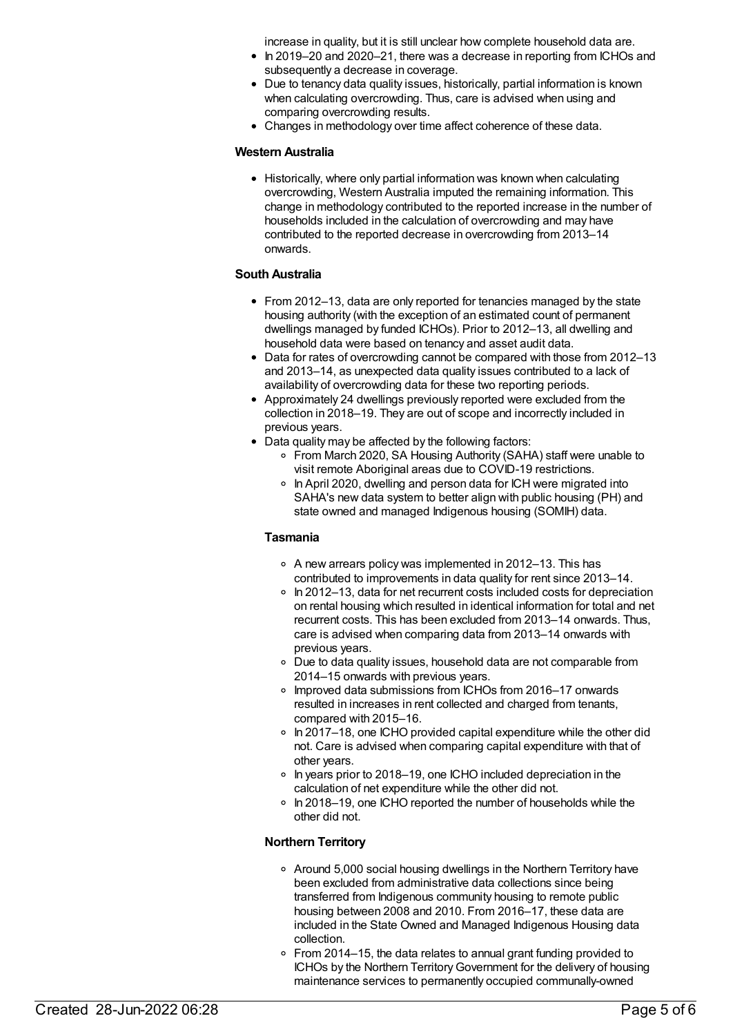increase in quality, but it is still unclear how complete household data are.

- In 2019–20 and 2020–21, there was a decrease in reporting from ICHOs and subsequently a decrease in coverage.
- Due to tenancy data quality issues, historically, partial information is known when calculating overcrowding. Thus, care is advised when using and comparing overcrowding results.
- Changes in methodology over time affect coherence of these data.

**Western Australia**

- Historically, where only partial information was known when calculating overcrowding, Western Australia imputed the remaining information. This change in methodology contributed to the reported increase in the number of households included in the calculation of overcrowding and may have contributed to the reported decrease in overcrowding from 2013–14 onwards.

**South Australia**

- From 2012–13, data are only reported for tenancies managed by the state housing authority (with the exception of an estimated count of permanent dwellings managed by funded ICHOs). Prior to 2012–13, all dwelling and household data were based on tenancy and asset audit data.
- Data for rates of overcrowding cannot be compared with those from 2012–13 and 2013–14, as unexpected data quality issues contributed to a lack of availability of overcrowding data for these two reporting periods.
- Approximately 24 dwellings previously reported were excluded from the collection in 2018–19. They are out of scope and incorrectly included in previous years.
- Data quality may be affected by the following factors:
    - From March 2020, SA Housing Authority (SAHA) staff were unable to visit remote Aboriginal areas due to COVID-19 restrictions.
    - In April 2020, dwelling and person data for ICH were migrated into SAHA's new data system to better align with public housing (PH) and state owned and managed Indigenous housing (SOMIH) data.

**Tasmania**

- A new arrears policy was implemented in 2012–13. This has contributed to improvements in data quality for rent since 2013–14.
- In 2012–13, data for net recurrent costs included costs for depreciation on rental housing which resulted in identical information for total and net recurrent costs. This has been excluded from 2013–14 onwards. Thus, care is advised when comparing data from 2013–14 onwards with previous years.
- Due to data quality issues, household data are not comparable from 2014–15 onwards with previous years.
- Improved data submissions from ICHOs from 2016–17 onwards resulted in increases in rent collected and charged from tenants, compared with 2015–16.
- In 2017–18, one ICHO provided capital expenditure while the other did not. Care is advised when comparing capital expenditure with that of other years.
- In years prior to 2018–19, one ICHO included depreciation in the calculation of net expenditure while the other did not.
- In 2018–19, one ICHO reported the number of households while the other did not.

**Northern Territory**

- Around 5,000 social housing dwellings in the Northern Territory have been excluded from administrative data collections since being transferred from Indigenous community housing to remote public housing between 2008 and 2010. From 2016–17, these data are included in the State Owned and Managed Indigenous Housing data collection.
- From 2014–15, the data relates to annual grant funding provided to ICHOs by the Northern Territory Government for the delivery of housing maintenance services to permanently occupied communally-owned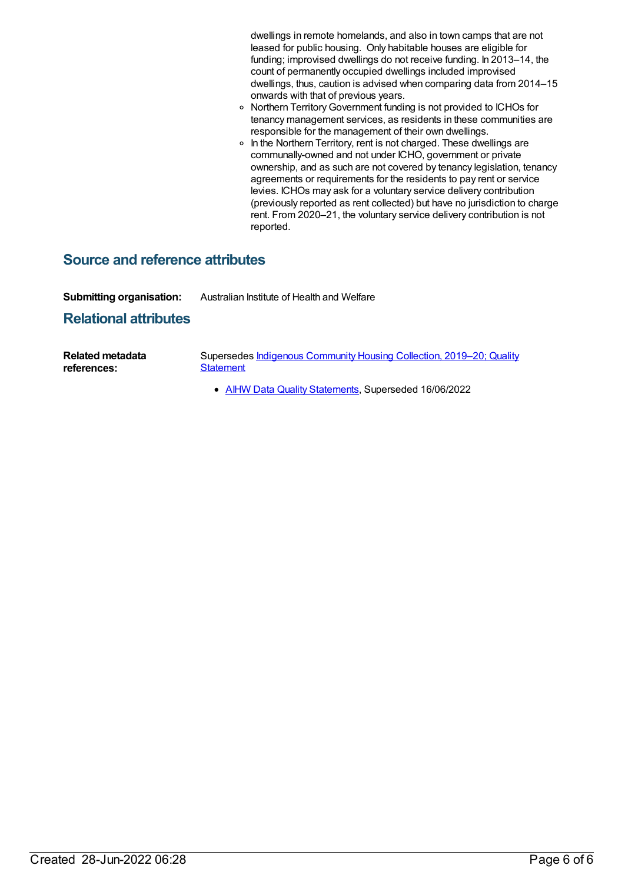dwellings in remote homelands, and also in town camps that are not leased for public housing. Only habitable houses are eligible for funding; improvised dwellings do not receive funding. In 2013–14, the count of permanently occupied dwellings included improvised dwellings, thus, caution is advised when comparing data from 2014–15 onwards with that of previous years.

- Northern Territory Government funding is not provided to ICHOs for tenancy management services, as residents in these communities are responsible for the management of their own dwellings.
- In the Northern Territory, rent is not charged. These dwellings are communally-owned and not under ICHO, government or private ownership, and as such are not covered by tenancy legislation, tenancy agreements or requirements for the residents to pay rent or service levies. ICHOs may ask for a voluntary service delivery contribution (previously reported as rent collected) but have no jurisdiction to charge rent. From 2020–21, the voluntary service delivery contribution is not reported.

## Source and reference attributes

**Submitting organisation:** Australian Institute of Health and Welfare

## Relational attributes

**Related metadata references:** Supersedes [Indigenous Community Housing Collection, 2019–20; Quality Statement]

- [AIHW Data Quality Statements], Superseded 16/06/2022